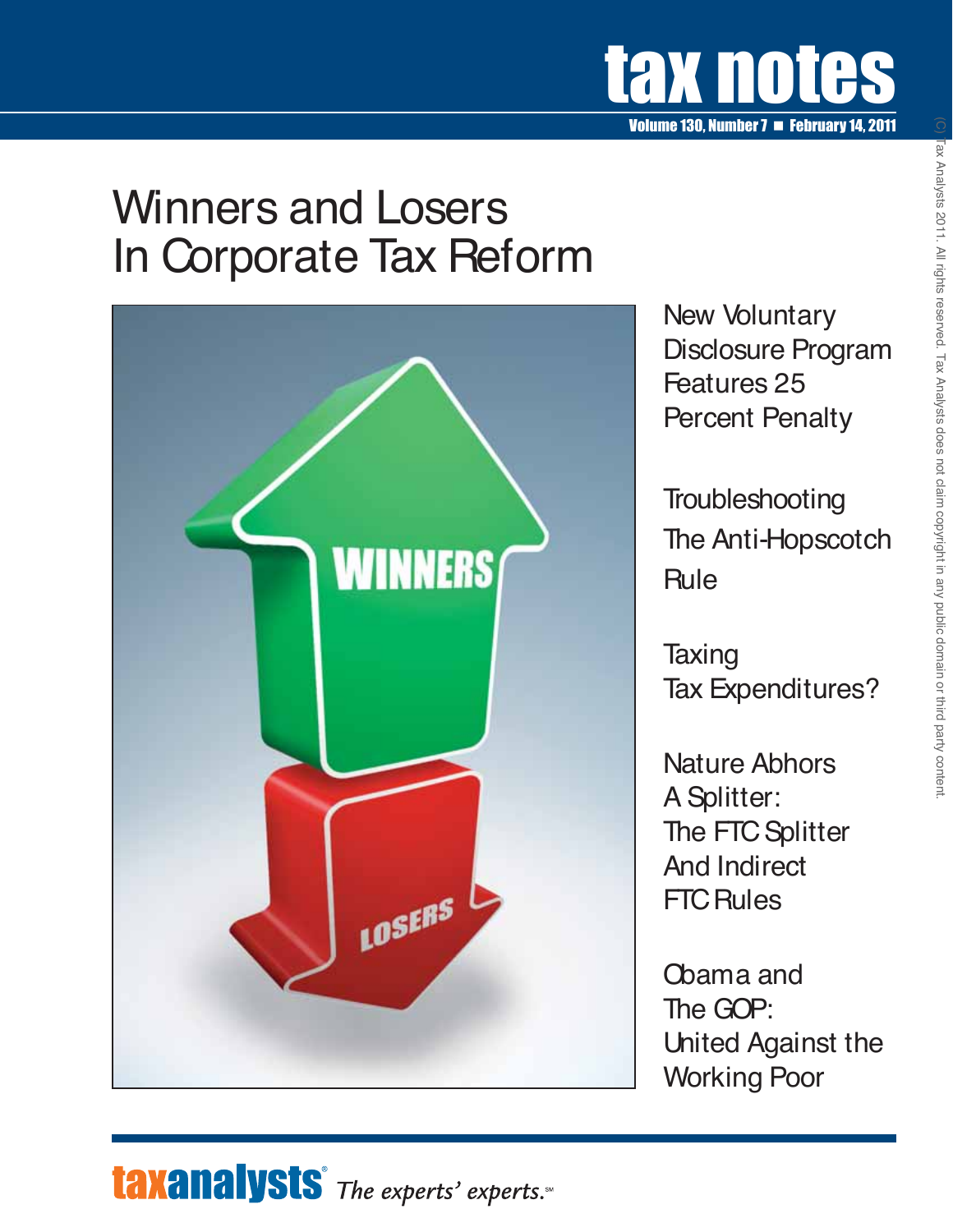# tax notes

**Volume 130, Number 7 ■ February 14, 2011**

## Winners and Losers In Corporate Tax Reform

New Voluntary Disclosure Program Features 25 Percent Penalty

Troubleshooting The Anti-Hopscotch Rule

Taxing Tax Expenditures?

Nature Abhors A Splitter: The FTC Splitter And Indirect FTC Rules

Obama and The GOP: United Against the Working Poor

(C) Tax Analysts 2011. All rights reserved. Tax Analysts does not claim copyright in any public domain or third party content.

**taxanalysts**® *The experts' experts.*℠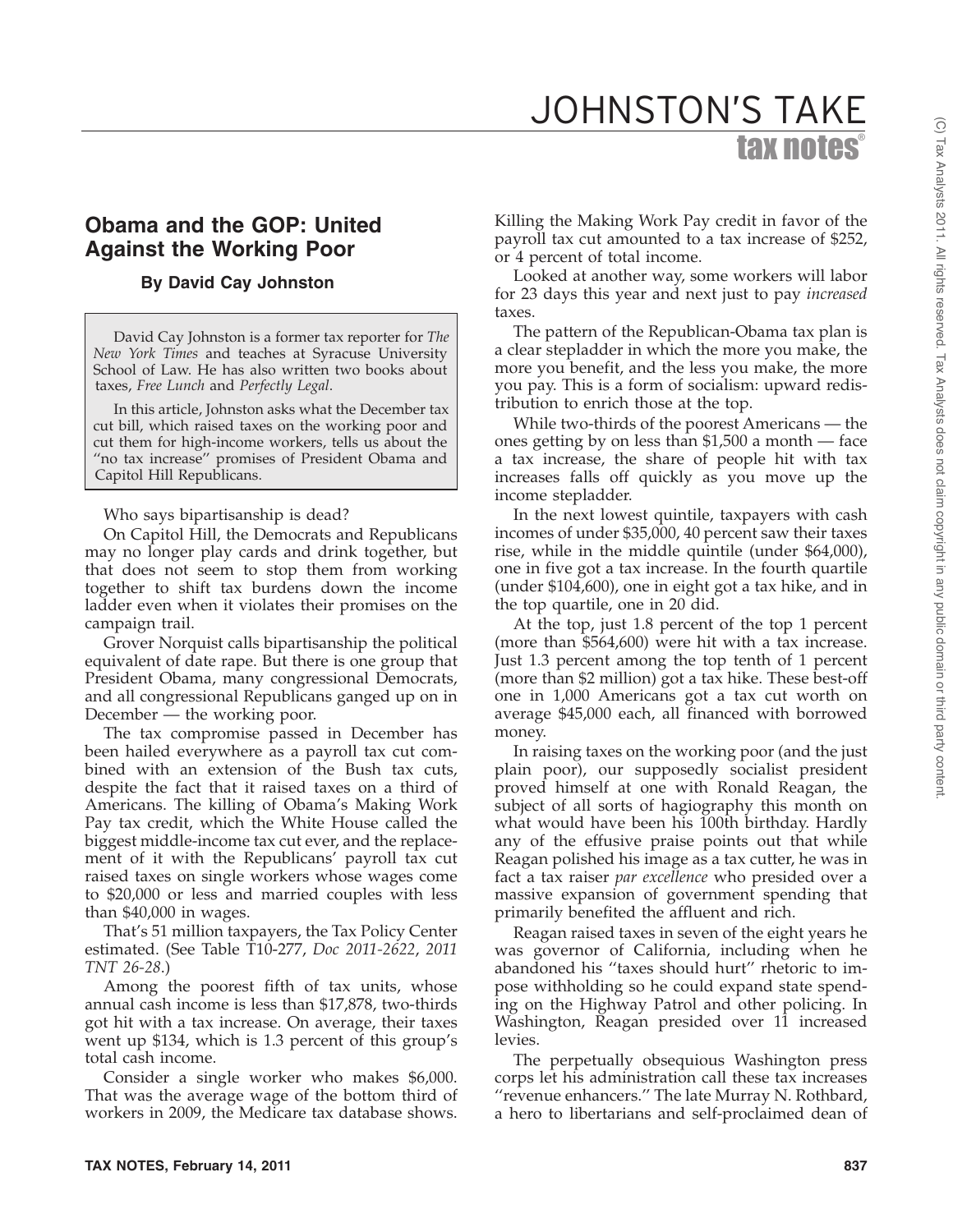## Obama and the GOP: United Against the Working Poor

**By David Cay Johnston**

David Cay Johnston is a former tax reporter for *The New York Times* and teaches at Syracuse University School of Law. He has also written two books about taxes, *Free Lunch* and *Perfectly Legal*.

In this article, Johnston asks what the December tax cut bill, which raised taxes on the working poor and cut them for high-income workers, tells us about the "no tax increase" promises of President Obama and Capitol Hill Republicans.

Who says bipartisanship is dead?

On Capitol Hill, the Democrats and Republicans may no longer play cards and drink together, but that does not seem to stop them from working together to shift tax burdens down the income ladder even when it violates their promises on the campaign trail.

Grover Norquist calls bipartisanship the political equivalent of date rape. But there is one group that President Obama, many congressional Democrats, and all congressional Republicans ganged up on in December — the working poor.

The tax compromise passed in December has been hailed everywhere as a payroll tax cut combined with an extension of the Bush tax cuts, despite the fact that it raised taxes on a third of Americans. The killing of Obama's Making Work Pay tax credit, which the White House called the biggest middle-income tax cut ever, and the replacement of it with the Republicans' payroll tax cut raised taxes on single workers whose wages come to $20,000 or less and married couples with less than $40,000 in wages.

That's 51 million taxpayers, the Tax Policy Center estimated. (See Table T10-277, *Doc 2011-2622*, *2011 TNT 26-28*.)

Among the poorest fifth of tax units, whose annual cash income is less than $17,878, two-thirds got hit with a tax increase. On average, their taxes went up $134, which is 1.3 percent of this group's total cash income.

Consider a single worker who makes $6,000. That was the average wage of the bottom third of workers in 2009, the Medicare tax database shows. Killing the Making Work Pay credit in favor of the payroll tax cut amounted to a tax increase of $252, or 4 percent of total income.

Looked at another way, some workers will labor for 23 days this year and next just to pay *increased* taxes.

The pattern of the Republican-Obama tax plan is a clear stepladder in which the more you make, the more you benefit, and the less you make, the more you pay. This is a form of socialism: upward redistribution to enrich those at the top.

While two-thirds of the poorest Americans — the ones getting by on less than $1,500 a month — face a tax increase, the share of people hit with tax increases falls off quickly as you move up the income stepladder.

In the next lowest quintile, taxpayers with cash incomes of under $35,000, 40 percent saw their taxes rise, while in the middle quintile (under $64,000), one in five got a tax increase. In the fourth quartile (under $104,600), one in eight got a tax hike, and in the top quartile, one in 20 did.

At the top, just 1.8 percent of the top 1 percent (more than $564,600) were hit with a tax increase. Just 1.3 percent among the top tenth of 1 percent (more than $2 million) got a tax hike. These best-off one in 1,000 Americans got a tax cut worth on average $45,000 each, all financed with borrowed money.

In raising taxes on the working poor (and the just plain poor), our supposedly socialist president proved himself at one with Ronald Reagan, the subject of all sorts of hagiography this month on what would have been his 100th birthday. Hardly any of the effusive praise points out that while Reagan polished his image as a tax cutter, he was in fact a tax raiser *par excellence* who presided over a massive expansion of government spending that primarily benefited the affluent and rich.

Reagan raised taxes in seven of the eight years he was governor of California, including when he abandoned his "taxes should hurt" rhetoric to impose withholding so he could expand state spending on the Highway Patrol and other policing. In Washington, Reagan presided over 11 increased levies.

The perpetually obsequious Washington press corps let his administration call these tax increases "revenue enhancers." The late Murray N. Rothbard, a hero to libertarians and self-proclaimed dean of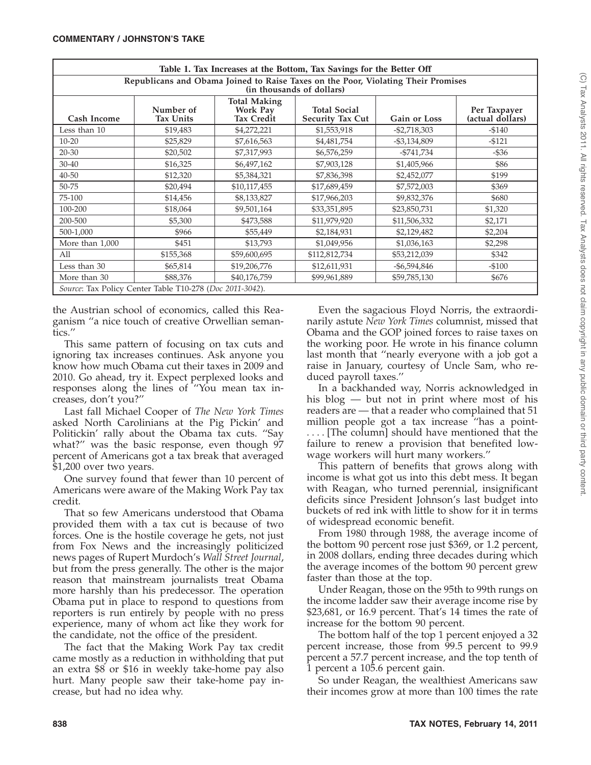| Table 1. Tax Increases at the Bottom, Tax Savings for the Better Off | | | | | |
|---|---|---|---|---|---|
| Republicans and Obama Joined to Raise Taxes on the Poor, Violating Their Promises (in thousands of dollars) | | | | | |
| Cash Income | Number of Tax Units | Total Making Work Pay Tax Credit | Total Social Security Tax Cut | Gain or Loss | Per Taxpayer (actual dollars) |
| Less than 10 | $19,483 | $4,272,221 | $1,553,918 | -$2,718,303 | -$140 |
| 10-20 | $25,829 | $7,616,563 | $4,481,754 | -$3,134,809 | -$121 |
| 20-30 | $20,502 | $7,317,993 | $6,576,259 | -$741,734 | -$36 |
| 30-40 | $16,325 | $6,497,162 | $7,903,128 | $1,405,966 | $86 |
| 40-50 | $12,320 | $5,384,321 | $7,836,398 | $2,452,077 | $199 |
| 50-75 | $20,494 | $10,117,455 | $17,689,459 | $7,572,003 | $369 |
| 75-100 | $14,456 | $8,133,827 | $17,966,203 | $9,832,376 | $680 |
| 100-200 | $18,064 | $9,501,164 | $33,351,895 | $23,850,731 | $1,320 |
| 200-500 | $5,300 | $473,588 | $11,979,920 | $11,506,332 | $2,171 |
| 500-1,000 | $966 | $55,449 | $2,184,931 | $2,129,482 | $2,204 |
| More than 1,000 | $451 | $13,793 | $1,049,956 | $1,036,163 | $2,298 |
| All | $155,368 | $59,600,695 | $112,812,734 | $53,212,039 | $342 |
| Less than 30 | $65,814 | $19,206,776 | $12,611,931 | -$6,594,846 | -$100 |
| More than 30 | $88,376 | $40,176,759 | $99,961,889 | $59,785,130 | $676 |
| *Source*: Tax Policy Center Table T10-278 (*Doc 2011-3042*). | | | | | |

the Austrian school of economics, called this Reaganism "a nice touch of creative Orwellian semantics."

This same pattern of focusing on tax cuts and ignoring tax increases continues. Ask anyone you know how much Obama cut their taxes in 2009 and 2010. Go ahead, try it. Expect perplexed looks and responses along the lines of "You mean tax increases, don't you?"

Last fall Michael Cooper of *The New York Times* asked North Carolinians at the Pig Pickin' and Politickin' rally about the Obama tax cuts. "Say what?" was the basic response, even though 97 percent of Americans got a tax break that averaged $1,200 over two years.

One survey found that fewer than 10 percent of Americans were aware of the Making Work Pay tax credit.

That so few Americans understood that Obama provided them with a tax cut is because of two forces. One is the hostile coverage he gets, not just from Fox News and the increasingly politicized news pages of Rupert Murdoch's *Wall Street Journal*, but from the press generally. The other is the major reason that mainstream journalists treat Obama more harshly than his predecessor. The operation Obama put in place to respond to questions from reporters is run entirely by people with no press experience, many of whom act like they work for the candidate, not the office of the president.

The fact that the Making Work Pay tax credit came mostly as a reduction in withholding that put an extra $8 or $16 in weekly take-home pay also hurt. Many people saw their take-home pay increase, but had no idea why.

Even the sagacious Floyd Norris, the extraordinarily astute *New York Times* columnist, missed that Obama and the GOP joined forces to raise taxes on the working poor. He wrote in his finance column last month that "nearly everyone with a job got a raise in January, courtesy of Uncle Sam, who reduced payroll taxes."

In a backhanded way, Norris acknowledged in his blog — but not in print where most of his readers are — that a reader who complained that 51 million people got a tax increase "has a point- . . . . [The column] should have mentioned that the failure to renew a provision that benefited low-wage workers will hurt many workers."

This pattern of benefits that grows along with income is what got us into this debt mess. It began with Reagan, who turned perennial, insignificant deficits since President Johnson's last budget into buckets of red ink with little to show for it in terms of widespread economic benefit.

From 1980 through 1988, the average income of the bottom 90 percent rose just $369, or 1.2 percent, in 2008 dollars, ending three decades during which the average incomes of the bottom 90 percent grew faster than those at the top.

Under Reagan, those on the 95th to 99th rungs on the income ladder saw their average income rise by $23,681, or 16.9 percent. That's 14 times the rate of increase for the bottom 90 percent.

The bottom half of the top 1 percent enjoyed a 32 percent increase, those from 99.5 percent to 99.9 percent a 57.7 percent increase, and the top tenth of 1 percent a 105.6 percent gain.

So under Reagan, the wealthiest Americans saw their incomes grow at more than 100 times the rate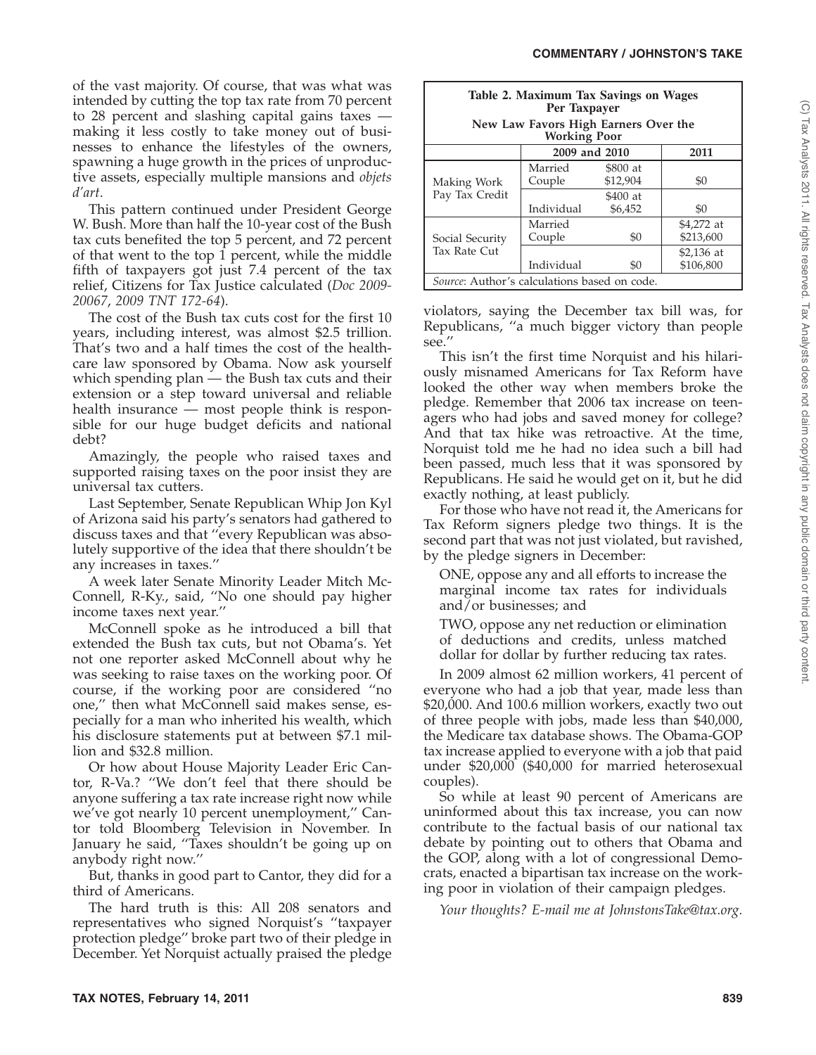of the vast majority. Of course, that was what was intended by cutting the top tax rate from 70 percent to 28 percent and slashing capital gains taxes — making it less costly to take money out of businesses to enhance the lifestyles of the owners, spawning a huge growth in the prices of unproductive assets, especially multiple mansions and *objets d'art*.

This pattern continued under President George W. Bush. More than half the 10-year cost of the Bush tax cuts benefited the top 5 percent, and 72 percent of that went to the top 1 percent, while the middle fifth of taxpayers got just 7.4 percent of the tax relief, Citizens for Tax Justice calculated (*Doc 2009-20067*, *2009 TNT 172-64*).

The cost of the Bush tax cuts cost for the first 10 years, including interest, was almost $2.5 trillion. That's two and a half times the cost of the healthcare law sponsored by Obama. Now ask yourself which spending plan — the Bush tax cuts and their extension or a step toward universal and reliable health insurance — most people think is responsible for our huge budget deficits and national debt?

Amazingly, the people who raised taxes and supported raising taxes on the poor insist they are universal tax cutters.

Last September, Senate Republican Whip Jon Kyl of Arizona said his party's senators had gathered to discuss taxes and that "every Republican was absolutely supportive of the idea that there shouldn't be any increases in taxes."

A week later Senate Minority Leader Mitch McConnell, R-Ky., said, "No one should pay higher income taxes next year."

McConnell spoke as he introduced a bill that extended the Bush tax cuts, but not Obama's. Yet not one reporter asked McConnell about why he was seeking to raise taxes on the working poor. Of course, if the working poor are considered "no one," then what McConnell said makes sense, especially for a man who inherited his wealth, which his disclosure statements put at between $7.1 million and $32.8 million.

Or how about House Majority Leader Eric Cantor, R-Va.? "We don't feel that there should be anyone suffering a tax rate increase right now while we've got nearly 10 percent unemployment," Cantor told Bloomberg Television in November. In January he said, "Taxes shouldn't be going up on anybody right now."

But, thanks in good part to Cantor, they did for a third of Americans.

The hard truth is this: All 208 senators and representatives who signed Norquist's "taxpayer protection pledge" broke part two of their pledge in December. Yet Norquist actually praised the pledge

**Table 2. Maximum Tax Savings on Wages Per Taxpayer**
**New Law Favors High Earners Over the Working Poor**

| | 2009 and 2010 | | 2011 |
|---|---|---|---|
| Making Work Pay Tax Credit | Married Couple | $800 at $12,904 | $0 |
| | Individual | $400 at $6,452 | $0 |
| Social Security Tax Rate Cut | Married Couple | $0 | $4,272 at $213,600 |
| | Individual | $0 | $2,136 at $106,800 |

*Source*: Author's calculations based on code.

violators, saying the December tax bill was, for Republicans, "a much bigger victory than people see."

This isn't the first time Norquist and his hilariously misnamed Americans for Tax Reform have looked the other way when members broke the pledge. Remember that 2006 tax increase on teenagers who had jobs and saved money for college? And that tax hike was retroactive. At the time, Norquist told me he had no idea such a bill had been passed, much less that it was sponsored by Republicans. He said he would get on it, but he did exactly nothing, at least publicly.

For those who have not read it, the Americans for Tax Reform signers pledge two things. It is the second part that was not just violated, but ravished, by the pledge signers in December:

> ONE, oppose any and all efforts to increase the marginal income tax rates for individuals and/or businesses; and
>
> TWO, oppose any net reduction or elimination of deductions and credits, unless matched dollar for dollar by further reducing tax rates.

In 2009 almost 62 million workers, 41 percent of everyone who had a job that year, made less than $20,000. And 100.6 million workers, exactly two out of three people with jobs, made less than $40,000, the Medicare tax database shows. The Obama-GOP tax increase applied to everyone with a job that paid under $20,000 ($40,000 for married heterosexual couples).

So while at least 90 percent of Americans are uninformed about this tax increase, you can now contribute to the factual basis of our national tax debate by pointing out to others that Obama and the GOP, along with a lot of congressional Democrats, enacted a bipartisan tax increase on the working poor in violation of their campaign pledges.

*Your thoughts? E-mail me at JohnstonsTake@tax.org.*